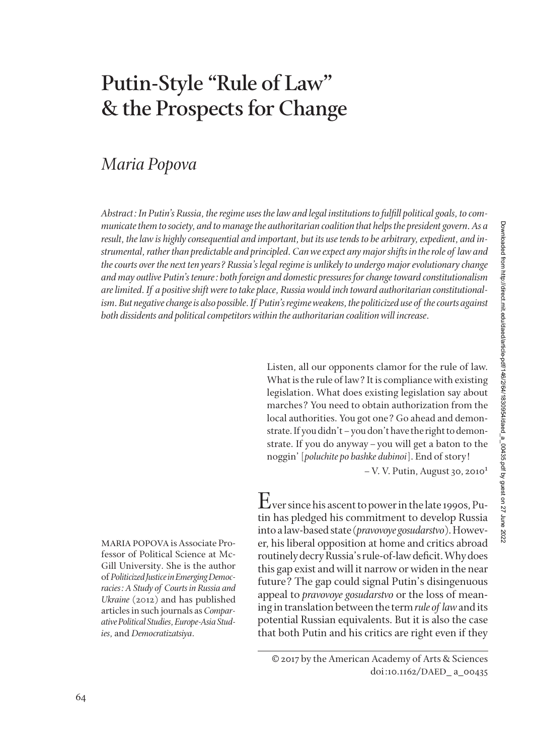# Putin-Style "Rule of Law" & the Prospects for Change

## *Maria Popova*

*Abstract: In Putin's Russia, the regime uses the law and legal institutions to fulfill political goals, to communicate them to society, and to manage the authoritarian coalition that helps the president govern. As a result, the law is highly consequential and important, but its use tends to be arbitrary, expedient, and instrumental, rather than predictable and principled. Can we expect any major shifts in the role of law and the courts over the next ten years? Russia's legal regime is unlikely to undergo major evolutionary change and may outlive Putin's tenure: both foreign and domestic pressures for change toward constitutionalism are limited. If a positive shift were to take place, Russia would inch toward authoritarian constitutionalism. But negative change is also possible. If Putin's regime weakens, the politicized use of the courts against both dissidents and political competitors within the authoritarian coalition will increase.*

> Listen, all our opponents clamor for the rule of law. What is the rule of law? It is compliance with existing legislation. What does existing legislation say about marches? You need to obtain authorization from the local authorities. You got one? Go ahead and demonstrate. If you didn't – you don't have the right to demonstrate. If you do anyway – you will get a baton to the noggin' [*poluchite po bashke dubinoi*]. End of story!
>
> – V. V. Putin, August 30, 2010[1]

Ever since his ascent to power in the late 1990s, Putin has pledged his commitment to develop Russia into a law-based state (*pravovoye gosudarstvo*). However, his liberal opposition at home and critics abroad routinely decry Russia's rule-of-law deficit. Why does this gap exist and will it narrow or widen in the near future? The gap could signal Putin's disingenuous appeal to *pravovoye gosudarstvo* or the loss of meaning in translation between the term *rule of law* and its potential Russian equivalents. But it is also the case that both Putin and his critics are right even if they

MARIA POPOVA is Associate Professor of Political Science at McGill University. She is the author of *Politicized Justice in Emerging Democracies: A Study of Courts in Russia and Ukraine* (2012) and has published articles in such journals as *Comparative Political Studies*, *Europe-Asia Studies*, and *Democratizatsiya*.

© 2017 by the American Academy of Arts & Sciences
doi:10.1162/DAED_ a_00435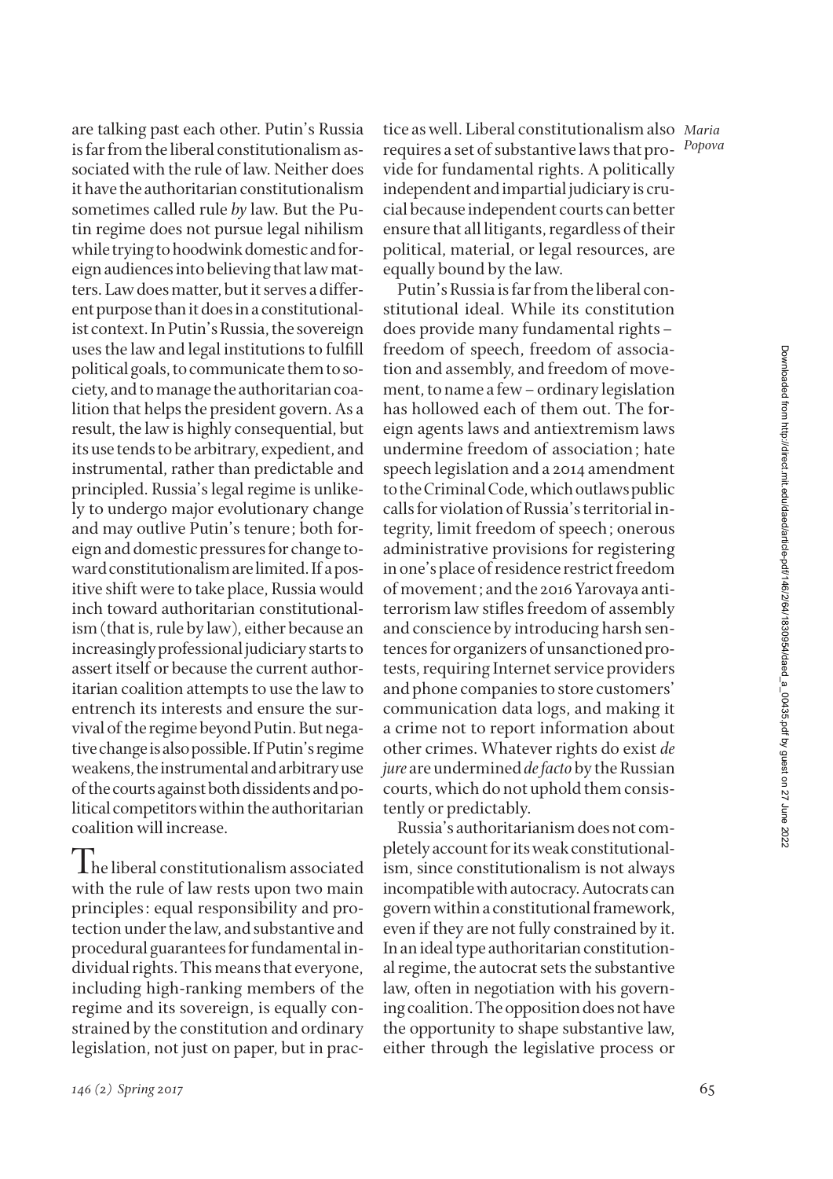are talking past each other. Putin's Russia is far from the liberal constitutionalism associated with the rule of law. Neither does it have the authoritarian constitutionalism sometimes called rule *by* law. But the Putin regime does not pursue legal nihilism while trying to hoodwink domestic and foreign audiences into believing that law matters. Law does matter, but it serves a different purpose than it does in a constitutionalist context. In Putin's Russia, the sovereign uses the law and legal institutions to fulfill political goals, to communicate them to society, and to manage the authoritarian coalition that helps the president govern. As a result, the law is highly consequential, but its use tends to be arbitrary, expedient, and instrumental, rather than predictable and principled. Russia's legal regime is unlikely to undergo major evolutionary change and may outlive Putin's tenure; both foreign and domestic pressures for change toward constitutionalism are limited. If a positive shift were to take place, Russia would inch toward authoritarian constitutionalism (that is, rule by law), either because an increasingly professional judiciary starts to assert itself or because the current authoritarian coalition attempts to use the law to entrench its interests and ensure the survival of the regime beyond Putin. But negative change is also possible. If Putin's regime weakens, the instrumental and arbitrary use of the courts against both dissidents and political competitors within the authoritarian coalition will increase.

The liberal constitutionalism associated with the rule of law rests upon two main principles: equal responsibility and protection under the law, and substantive and procedural guarantees for fundamental individual rights. This means that everyone, including high-ranking members of the regime and its sovereign, is equally constrained by the constitution and ordinary legislation, not just on paper, but in practice as well. Liberal constitutionalism also requires a set of substantive laws that provide for fundamental rights. A politically independent and impartial judiciary is crucial because independent courts can better ensure that all litigants, regardless of their political, material, or legal resources, are equally bound by the law.

Putin's Russia is far from the liberal constitutional ideal. While its constitution does provide many fundamental rights – freedom of speech, freedom of association and assembly, and freedom of movement, to name a few – ordinary legislation has hollowed each of them out. The foreign agents laws and antiextremism laws undermine freedom of association; hate speech legislation and a 2014 amendment to the Criminal Code, which outlaws public calls for violation of Russia's territorial integrity, limit freedom of speech; onerous administrative provisions for registering in one's place of residence restrict freedom of movement; and the 2016 Yarovaya antiterrorism law stifles freedom of assembly and conscience by introducing harsh sentences for organizers of unsanctioned protests, requiring Internet service providers and phone companies to store customers' communication data logs, and making it a crime not to report information about other crimes. Whatever rights do exist *de jure* are undermined *de facto* by the Russian courts, which do not uphold them consistently or predictably.

Russia's authoritarianism does not completely account for its weak constitutionalism, since constitutionalism is not always incompatible with autocracy. Autocrats can govern within a constitutional framework, even if they are not fully constrained by it. In an ideal type authoritarian constitutional regime, the autocrat sets the substantive law, often in negotiation with his governing coalition. The opposition does not have the opportunity to shape substantive law, either through the legislative process or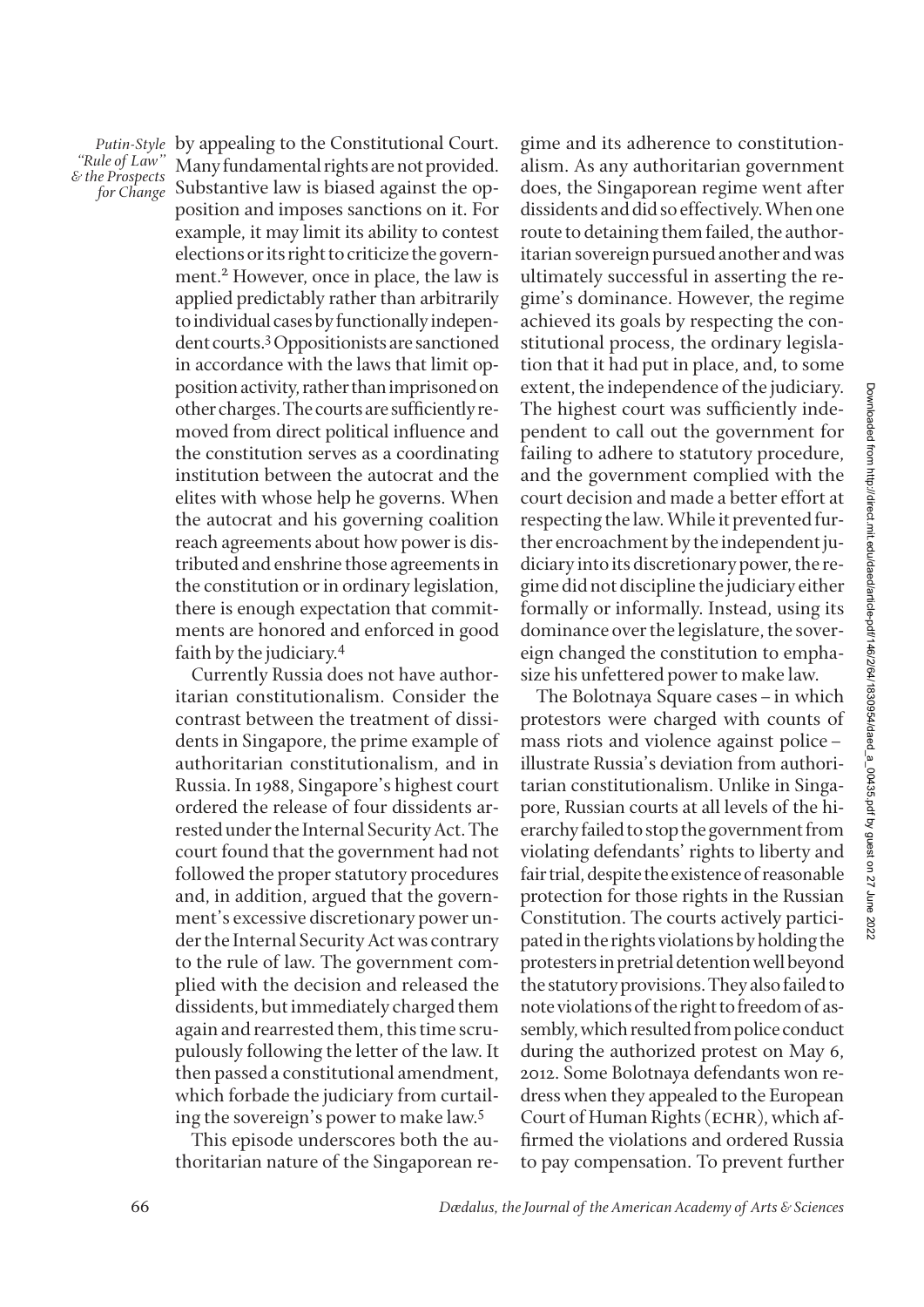by appealing to the Constitutional Court. Many fundamental rights are not provided. Substantive law is biased against the opposition and imposes sanctions on it. For example, it may limit its ability to contest elections or its right to criticize the government.[2] However, once in place, the law is applied predictably rather than arbitrarily to individual cases by functionally independent courts.[3] Oppositionists are sanctioned in accordance with the laws that limit opposition activity, rather than imprisoned on other charges. The courts are sufficiently removed from direct political influence and the constitution serves as a coordinating institution between the autocrat and the elites with whose help he governs. When the autocrat and his governing coalition reach agreements about how power is distributed and enshrine those agreements in the constitution or in ordinary legislation, there is enough expectation that commitments are honored and enforced in good faith by the judiciary.[4]

Currently Russia does not have authoritarian constitutionalism. Consider the contrast between the treatment of dissidents in Singapore, the prime example of authoritarian constitutionalism, and in Russia. In 1988, Singapore's highest court ordered the release of four dissidents arrested under the Internal Security Act. The court found that the government had not followed the proper statutory procedures and, in addition, argued that the government's excessive discretionary power under the Internal Security Act was contrary to the rule of law. The government complied with the decision and released the dissidents, but immediately charged them again and rearrested them, this time scrupulously following the letter of the law. It then passed a constitutional amendment, which forbade the judiciary from curtailing the sovereign's power to make law.[5]

This episode underscores both the authoritarian nature of the Singaporean regime and its adherence to constitutionalism. As any authoritarian government does, the Singaporean regime went after dissidents and did so effectively. When one route to detaining them failed, the authoritarian sovereign pursued another and was ultimately successful in asserting the regime's dominance. However, the regime achieved its goals by respecting the constitutional process, the ordinary legislation that it had put in place, and, to some extent, the independence of the judiciary. The highest court was sufficiently independent to call out the government for failing to adhere to statutory procedure, and the government complied with the court decision and made a better effort at respecting the law. While it prevented further encroachment by the independent judiciary into its discretionary power, the regime did not discipline the judiciary either formally or informally. Instead, using its dominance over the legislature, the sovereign changed the constitution to emphasize his unfettered power to make law.

The Bolotnaya Square cases – in which protestors were charged with counts of mass riots and violence against police – illustrate Russia's deviation from authoritarian constitutionalism. Unlike in Singapore, Russian courts at all levels of the hierarchy failed to stop the government from violating defendants' rights to liberty and fair trial, despite the existence of reasonable protection for those rights in the Russian Constitution. The courts actively participated in the rights violations by holding the protesters in pretrial detention well beyond the statutory provisions. They also failed to note violations of the right to freedom of assembly, which resulted from police conduct during the authorized protest on May 6, 2012. Some Bolotnaya defendants won redress when they appealed to the European Court of Human Rights (ECHR), which affirmed the violations and ordered Russia to pay compensation. To prevent further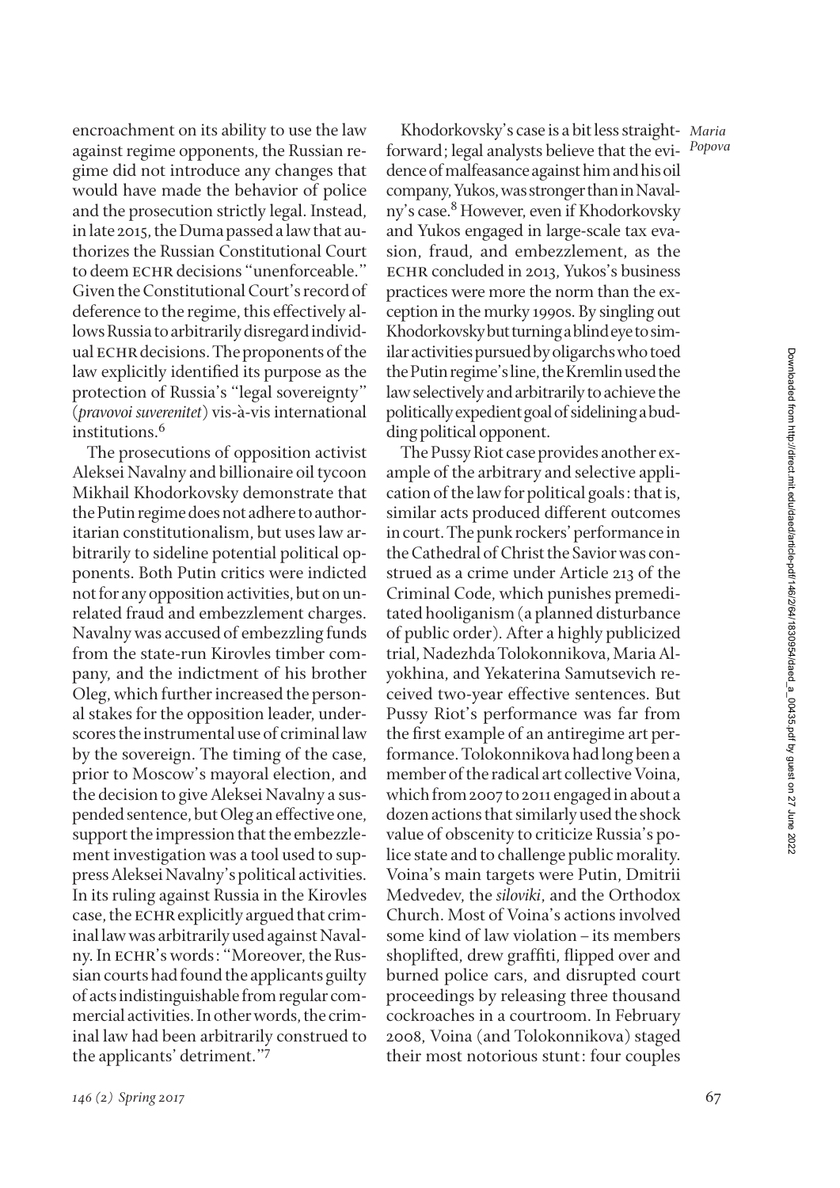encroachment on its ability to use the law against regime opponents, the Russian regime did not introduce any changes that would have made the behavior of police and the prosecution strictly legal. Instead, in late 2015, the Duma passed a law that authorizes the Russian Constitutional Court to deem ECHR decisions "unenforceable." Given the Constitutional Court's record of deference to the regime, this effectively allows Russia to arbitrarily disregard individual ECHR decisions. The proponents of the law explicitly identified its purpose as the protection of Russia's "legal sovereignty" (*pravovoi suverenitet*) vis-à-vis international institutions.[6]

The prosecutions of opposition activist Aleksei Navalny and billionaire oil tycoon Mikhail Khodorkovsky demonstrate that the Putin regime does not adhere to authoritarian constitutionalism, but uses law arbitrarily to sideline potential political opponents. Both Putin critics were indicted not for any opposition activities, but on unrelated fraud and embezzlement charges. Navalny was accused of embezzling funds from the state-run Kirovles timber company, and the indictment of his brother Oleg, which further increased the personal stakes for the opposition leader, underscores the instrumental use of criminal law by the sovereign. The timing of the case, prior to Moscow's mayoral election, and the decision to give Aleksei Navalny a suspended sentence, but Oleg an effective one, support the impression that the embezzlement investigation was a tool used to suppress Aleksei Navalny's political activities. In its ruling against Russia in the Kirovles case, the ECHR explicitly argued that criminal law was arbitrarily used against Navalny. In ECHR's words: "Moreover, the Russian courts had found the applicants guilty of acts indistinguishable from regular commercial activities. In other words, the criminal law had been arbitrarily construed to the applicants' detriment."[7]

Khodorkovsky's case is a bit less straightforward; legal analysts believe that the evidence of malfeasance against him and his oil company, Yukos, was stronger than in Navalny's case.[8] However, even if Khodorkovsky and Yukos engaged in large-scale tax evasion, fraud, and embezzlement, as the ECHR concluded in 2013, Yukos's business practices were more the norm than the exception in the murky 1990s. By singling out Khodorkovsky but turning a blind eye to similar activities pursued by oligarchs who toed the Putin regime's line, the Kremlin used the law selectively and arbitrarily to achieve the politically expedient goal of sidelining a budding political opponent.

The Pussy Riot case provides another example of the arbitrary and selective application of the law for political goals: that is, similar acts produced different outcomes in court. The punk rockers' performance in the Cathedral of Christ the Savior was construed as a crime under Article 213 of the Criminal Code, which punishes premeditated hooliganism (a planned disturbance of public order). After a highly publicized trial, Nadezhda Tolokonnikova, Maria Alyokhina, and Yekaterina Samutsevich received two-year effective sentences. But Pussy Riot's performance was far from the first example of an antiregime art performance. Tolokonnikova had long been a member of the radical art collective Voina, which from 2007 to 2011 engaged in about a dozen actions that similarly used the shock value of obscenity to criticize Russia's police state and to challenge public morality. Voina's main targets were Putin, Dmitrii Medvedev, the *siloviki*, and the Orthodox Church. Most of Voina's actions involved some kind of law violation – its members shoplifted, drew graffiti, flipped over and burned police cars, and disrupted court proceedings by releasing three thousand cockroaches in a courtroom. In February 2008, Voina (and Tolokonnikova) staged their most notorious stunt: four couples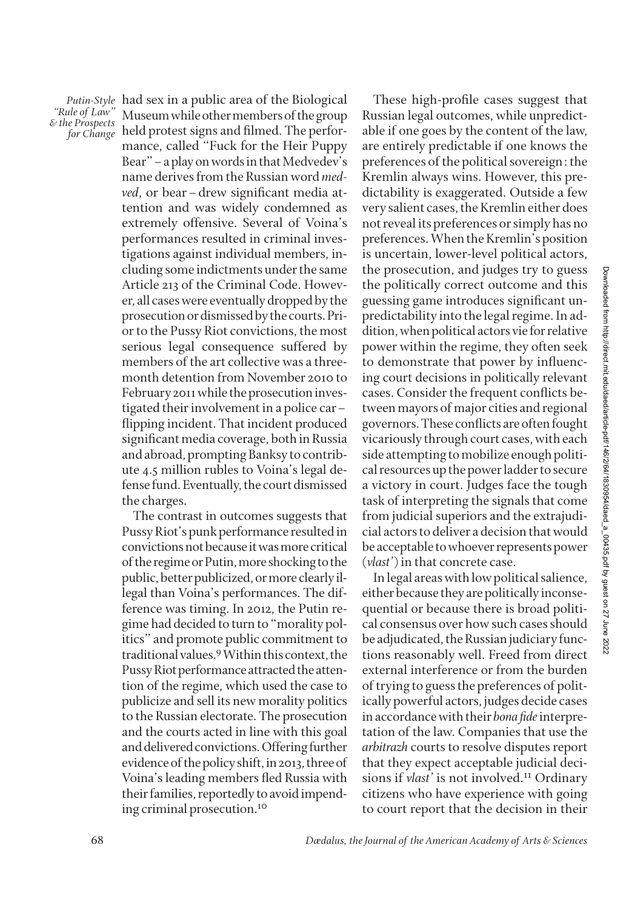had sex in a public area of the Biological Museum while other members of the group held protest signs and filmed. The performance, called "Fuck for the Heir Puppy Bear" – a play on words in that Medvedev's name derives from the Russian word *medved*, or bear – drew significant media attention and was widely condemned as extremely offensive. Several of Voina's performances resulted in criminal investigations against individual members, including some indictments under the same Article 213 of the Criminal Code. However, all cases were eventually dropped by the prosecution or dismissed by the courts. Prior to the Pussy Riot convictions, the most serious legal consequence suffered by members of the art collective was a three-month detention from November 2010 to February 2011 while the prosecution investigated their involvement in a police car–flipping incident. That incident produced significant media coverage, both in Russia and abroad, prompting Banksy to contribute 4.5 million rubles to Voina's legal defense fund. Eventually, the court dismissed the charges.

The contrast in outcomes suggests that Pussy Riot's punk performance resulted in convictions not because it was more critical of the regime or Putin, more shocking to the public, better publicized, or more clearly illegal than Voina's performances. The difference was timing. In 2012, the Putin regime had decided to turn to "morality politics" and promote public commitment to traditional values.[9] Within this context, the Pussy Riot performance attracted the attention of the regime, which used the case to publicize and sell its new morality politics to the Russian electorate. The prosecution and the courts acted in line with this goal and delivered convictions. Offering further evidence of the policy shift, in 2013, three of Voina's leading members fled Russia with their families, reportedly to avoid impending criminal prosecution.[10]

These high-profile cases suggest that Russian legal outcomes, while unpredictable if one goes by the content of the law, are entirely predictable if one knows the preferences of the political sovereign: the Kremlin always wins. However, this predictability is exaggerated. Outside a few very salient cases, the Kremlin either does not reveal its preferences or simply has no preferences. When the Kremlin's position is uncertain, lower-level political actors, the prosecution, and judges try to guess the politically correct outcome and this guessing game introduces significant unpredictability into the legal regime. In addition, when political actors vie for relative power within the regime, they often seek to demonstrate that power by influencing court decisions in politically relevant cases. Consider the frequent conflicts between mayors of major cities and regional governors. These conflicts are often fought vicariously through court cases, with each side attempting to mobilize enough political resources up the power ladder to secure a victory in court. Judges face the tough task of interpreting the signals that come from judicial superiors and the extrajudicial actors to deliver a decision that would be acceptable to whoever represents power (*vlast'*) in that concrete case.

In legal areas with low political salience, either because they are politically inconsequential or because there is broad political consensus over how such cases should be adjudicated, the Russian judiciary functions reasonably well. Freed from direct external interference or from the burden of trying to guess the preferences of politically powerful actors, judges decide cases in accordance with their *bona fide* interpretation of the law. Companies that use the *arbitrazh* courts to resolve disputes report that they expect acceptable judicial decisions if *vlast'* is not involved.[11] Ordinary citizens who have experience with going to court report that the decision in their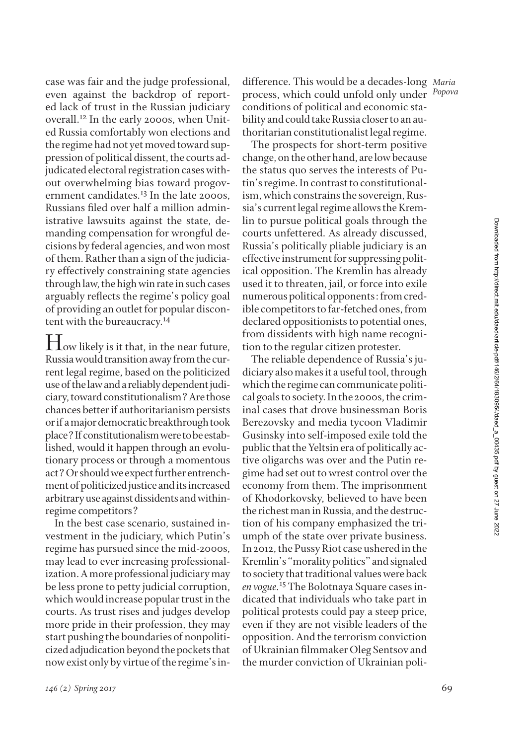case was fair and the judge professional, even against the backdrop of reported lack of trust in the Russian judiciary overall.[12] In the early 2000s, when United Russia comfortably won elections and the regime had not yet moved toward suppression of political dissent, the courts adjudicated electoral registration cases without overwhelming bias toward progovernment candidates.[13] In the late 2000s, Russians filed over half a million administrative lawsuits against the state, demanding compensation for wrongful decisions by federal agencies, and won most of them. Rather than a sign of the judiciary effectively constraining state agencies through law, the high win rate in such cases arguably reflects the regime's policy goal of providing an outlet for popular discontent with the bureaucracy.[14]

How likely is it that, in the near future, Russia would transition away from the current legal regime, based on the politicized use of the law and a reliably dependent judiciary, toward constitutionalism? Are those chances better if authoritarianism persists or if a major democratic breakthrough took place? If constitutionalism were to be established, would it happen through an evolutionary process or through a momentous act? Or should we expect further entrenchment of politicized justice and its increased arbitrary use against dissidents and within-regime competitors?

In the best case scenario, sustained investment in the judiciary, which Putin's regime has pursued since the mid-2000s, may lead to ever increasing professionalization. A more professional judiciary may be less prone to petty judicial corruption, which would increase popular trust in the courts. As trust rises and judges develop more pride in their profession, they may start pushing the boundaries of nonpoliticized adjudication beyond the pockets that now exist only by virtue of the regime's indifference. This would be a decades-long process, which could unfold only under conditions of political and economic stability and could take Russia closer to an authoritarian constitutionalist legal regime.

The prospects for short-term positive change, on the other hand, are low because the status quo serves the interests of Putin's regime. In contrast to constitutionalism, which constrains the sovereign, Russia's current legal regime allows the Kremlin to pursue political goals through the courts unfettered. As already discussed, Russia's politically pliable judiciary is an effective instrument for suppressing political opposition. The Kremlin has already used it to threaten, jail, or force into exile numerous political opponents: from credible competitors to far-fetched ones, from declared oppositionists to potential ones, from dissidents with high name recognition to the regular citizen protester.

The reliable dependence of Russia's judiciary also makes it a useful tool, through which the regime can communicate political goals to society. In the 2000s, the criminal cases that drove businessman Boris Berezovsky and media tycoon Vladimir Gusinsky into self-imposed exile told the public that the Yeltsin era of politically active oligarchs was over and the Putin regime had set out to wrest control over the economy from them. The imprisonment of Khodorkovsky, believed to have been the richest man in Russia, and the destruction of his company emphasized the triumph of the state over private business. In 2012, the Pussy Riot case ushered in the Kremlin's "morality politics" and signaled to society that traditional values were back *en vogue*.[15] The Bolotnaya Square cases indicated that individuals who take part in political protests could pay a steep price, even if they are not visible leaders of the opposition. And the terrorism conviction of Ukrainian filmmaker Oleg Sentsov and the murder conviction of Ukrainian poli-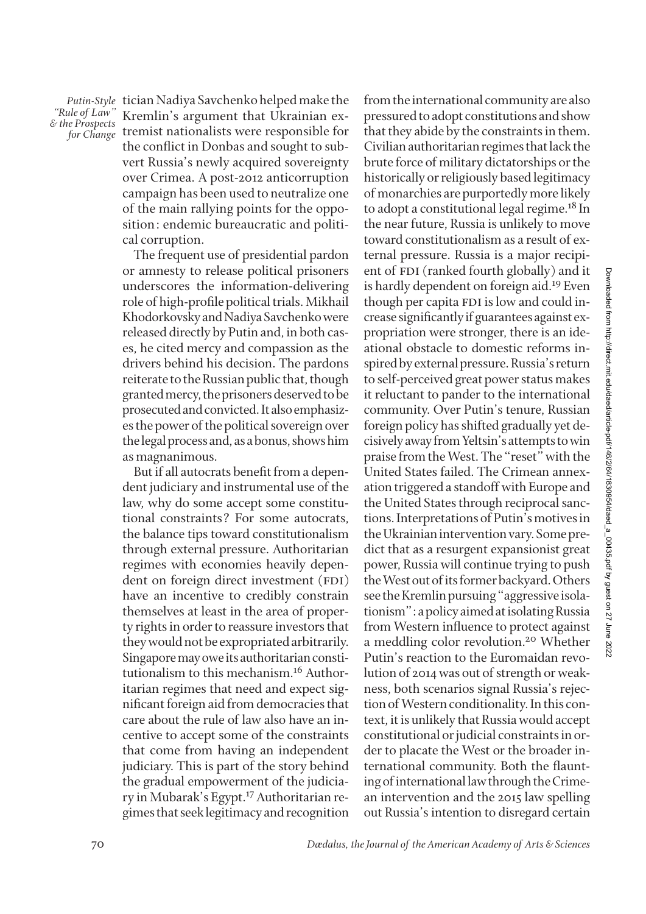tician Nadiya Savchenko helped make the Kremlin's argument that Ukrainian extremist nationalists were responsible for the conflict in Donbas and sought to subvert Russia's newly acquired sovereignty over Crimea. A post-2012 anticorruption campaign has been used to neutralize one of the main rallying points for the opposition: endemic bureaucratic and political corruption.

The frequent use of presidential pardon or amnesty to release political prisoners underscores the information-delivering role of high-profile political trials. Mikhail Khodorkovsky and Nadiya Savchenko were released directly by Putin and, in both cases, he cited mercy and compassion as the drivers behind his decision. The pardons reiterate to the Russian public that, though granted mercy, the prisoners deserved to be prosecuted and convicted. It also emphasizes the power of the political sovereign over the legal process and, as a bonus, shows him as magnanimous.

But if all autocrats benefit from a dependent judiciary and instrumental use of the law, why do some accept some constitutional constraints? For some autocrats, the balance tips toward constitutionalism through external pressure. Authoritarian regimes with economies heavily dependent on foreign direct investment (FDI) have an incentive to credibly constrain themselves at least in the area of property rights in order to reassure investors that they would not be expropriated arbitrarily. Singapore may owe its authoritarian constitutionalism to this mechanism.[16] Authoritarian regimes that need and expect significant foreign aid from democracies that care about the rule of law also have an incentive to accept some of the constraints that come from having an independent judiciary. This is part of the story behind the gradual empowerment of the judiciary in Mubarak's Egypt.[17] Authoritarian regimes that seek legitimacy and recognition from the international community are also pressured to adopt constitutions and show that they abide by the constraints in them. Civilian authoritarian regimes that lack the brute force of military dictatorships or the historically or religiously based legitimacy of monarchies are purportedly more likely to adopt a constitutional legal regime.[18] In the near future, Russia is unlikely to move toward constitutionalism as a result of external pressure. Russia is a major recipient of FDI (ranked fourth globally) and it is hardly dependent on foreign aid.[19] Even though per capita FDI is low and could increase significantly if guarantees against expropriation were stronger, there is an ideational obstacle to domestic reforms inspired by external pressure. Russia's return to self-perceived great power status makes it reluctant to pander to the international community. Over Putin's tenure, Russian foreign policy has shifted gradually yet decisively away from Yeltsin's attempts to win praise from the West. The "reset" with the United States failed. The Crimean annexation triggered a standoff with Europe and the United States through reciprocal sanctions. Interpretations of Putin's motives in the Ukrainian intervention vary. Some predict that as a resurgent expansionist great power, Russia will continue trying to push the West out of its former backyard. Others see the Kremlin pursuing "aggressive isolationism": a policy aimed at isolating Russia from Western influence to protect against a meddling color revolution.[20] Whether Putin's reaction to the Euromaidan revolution of 2014 was out of strength or weakness, both scenarios signal Russia's rejection of Western conditionality. In this context, it is unlikely that Russia would accept constitutional or judicial constraints in order to placate the West or the broader international community. Both the flaunting of international law through the Crimean intervention and the 2015 law spelling out Russia's intention to disregard certain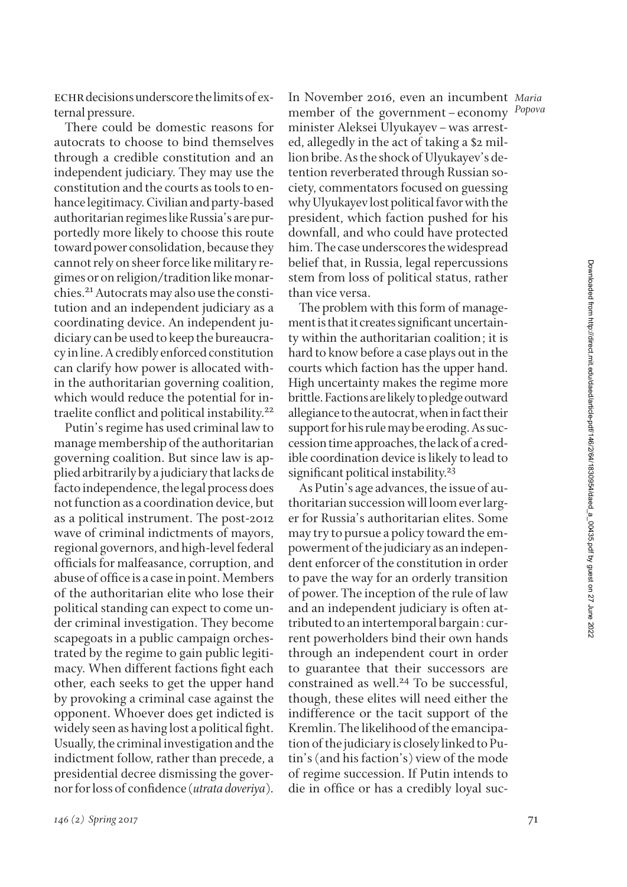ECHR decisions underscore the limits of external pressure.

There could be domestic reasons for autocrats to choose to bind themselves through a credible constitution and an independent judiciary. They may use the constitution and the courts as tools to enhance legitimacy. Civilian and party-based authoritarian regimes like Russia's are purportedly more likely to choose this route toward power consolidation, because they cannot rely on sheer force like military regimes or on religion/tradition like monarchies.[21] Autocrats may also use the constitution and an independent judiciary as a coordinating device. An independent judiciary can be used to keep the bureaucracy in line. A credibly enforced constitution can clarify how power is allocated within the authoritarian governing coalition, which would reduce the potential for intraelite conflict and political instability.[22]

Putin's regime has used criminal law to manage membership of the authoritarian governing coalition. But since law is applied arbitrarily by a judiciary that lacks de facto independence, the legal process does not function as a coordination device, but as a political instrument. The post-2012 wave of criminal indictments of mayors, regional governors, and high-level federal officials for malfeasance, corruption, and abuse of office is a case in point. Members of the authoritarian elite who lose their political standing can expect to come under criminal investigation. They become scapegoats in a public campaign orchestrated by the regime to gain public legitimacy. When different factions fight each other, each seeks to get the upper hand by provoking a criminal case against the opponent. Whoever does get indicted is widely seen as having lost a political fight. Usually, the criminal investigation and the indictment follow, rather than precede, a presidential decree dismissing the governor for loss of confidence (*utrata doveriya*). In November 2016, even an incumbent member of the government – economy minister Aleksei Ulyukayev – was arrested, allegedly in the act of taking a $2 million bribe. As the shock of Ulyukayev's detention reverberated through Russian society, commentators focused on guessing why Ulyukayev lost political favor with the president, which faction pushed for his downfall, and who could have protected him. The case underscores the widespread belief that, in Russia, legal repercussions stem from loss of political status, rather than vice versa.

The problem with this form of management is that it creates significant uncertainty within the authoritarian coalition; it is hard to know before a case plays out in the courts which faction has the upper hand. High uncertainty makes the regime more brittle. Factions are likely to pledge outward allegiance to the autocrat, when in fact their support for his rule may be eroding. As succession time approaches, the lack of a credible coordination device is likely to lead to significant political instability.[23]

As Putin's age advances, the issue of authoritarian succession will loom ever larger for Russia's authoritarian elites. Some may try to pursue a policy toward the empowerment of the judiciary as an independent enforcer of the constitution in order to pave the way for an orderly transition of power. The inception of the rule of law and an independent judiciary is often attributed to an intertemporal bargain: current powerholders bind their own hands through an independent court in order to guarantee that their successors are constrained as well.[24] To be successful, though, these elites will need either the indifference or the tacit support of the Kremlin. The likelihood of the emancipation of the judiciary is closely linked to Putin's (and his faction's) view of the mode of regime succession. If Putin intends to die in office or has a credibly loyal suc-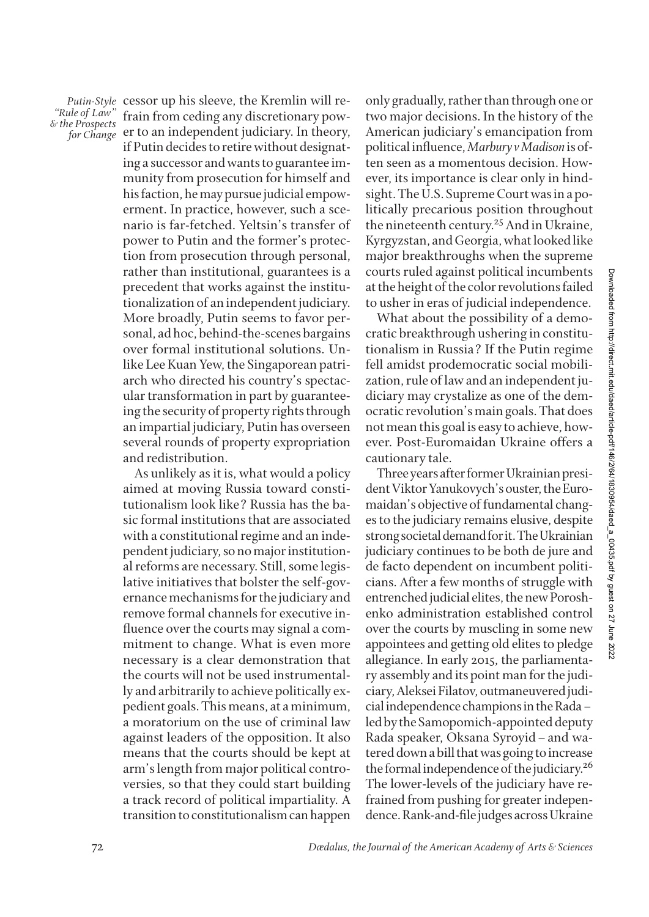cessor up his sleeve, the Kremlin will refrain from ceding any discretionary power to an independent judiciary. In theory, if Putin decides to retire without designating a successor and wants to guarantee immunity from prosecution for himself and his faction, he may pursue judicial empowerment. In practice, however, such a scenario is far-fetched. Yeltsin's transfer of power to Putin and the former's protection from prosecution through personal, rather than institutional, guarantees is a precedent that works against the institutionalization of an independent judiciary. More broadly, Putin seems to favor personal, ad hoc, behind-the-scenes bargains over formal institutional solutions. Unlike Lee Kuan Yew, the Singaporean patriarch who directed his country's spectacular transformation in part by guaranteeing the security of property rights through an impartial judiciary, Putin has overseen several rounds of property expropriation and redistribution.

As unlikely as it is, what would a policy aimed at moving Russia toward constitutionalism look like? Russia has the basic formal institutions that are associated with a constitutional regime and an independent judiciary, so no major institutional reforms are necessary. Still, some legislative initiatives that bolster the self-governance mechanisms for the judiciary and remove formal channels for executive influence over the courts may signal a commitment to change. What is even more necessary is a clear demonstration that the courts will not be used instrumentally and arbitrarily to achieve politically expedient goals. This means, at a minimum, a moratorium on the use of criminal law against leaders of the opposition. It also means that the courts should be kept at arm's length from major political controversies, so that they could start building a track record of political impartiality. A transition to constitutionalism can happen only gradually, rather than through one or two major decisions. In the history of the American judiciary's emancipation from political influence, *Marbury v Madison* is often seen as a momentous decision. However, its importance is clear only in hindsight. The U.S. Supreme Court was in a politically precarious position throughout the nineteenth century.[25] And in Ukraine, Kyrgyzstan, and Georgia, what looked like major breakthroughs when the supreme courts ruled against political incumbents at the height of the color revolutions failed to usher in eras of judicial independence.

What about the possibility of a democratic breakthrough ushering in constitutionalism in Russia? If the Putin regime fell amidst prodemocratic social mobilization, rule of law and an independent judiciary may crystalize as one of the democratic revolution's main goals. That does not mean this goal is easy to achieve, however. Post-Euromaidan Ukraine offers a cautionary tale.

Three years after former Ukrainian president Viktor Yanukovych's ouster, the Euromaidan's objective of fundamental changes to the judiciary remains elusive, despite strong societal demand for it. The Ukrainian judiciary continues to be both de jure and de facto dependent on incumbent politicians. After a few months of struggle with entrenched judicial elites, the new Poroshenko administration established control over the courts by muscling in some new appointees and getting old elites to pledge allegiance. In early 2015, the parliamentary assembly and its point man for the judiciary, Aleksei Filatov, outmaneuvered judicial independence champions in the Rada – led by the Samopomich-appointed deputy Rada speaker, Oksana Syroyid – and watered down a bill that was going to increase the formal independence of the judiciary.[26] The lower-levels of the judiciary have refrained from pushing for greater independence. Rank-and-file judges across Ukraine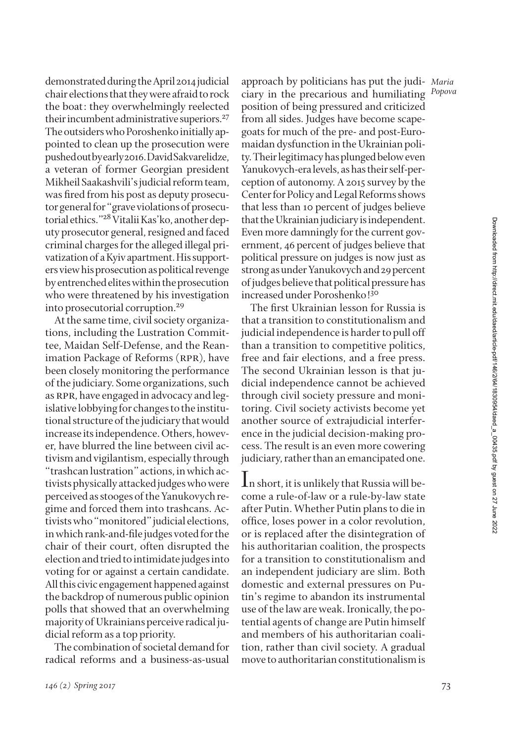demonstrated during the April 2014 judicial chair elections that they were afraid to rock the boat: they overwhelmingly reelected their incumbent administrative superiors.[27] The outsiders who Poroshenko initially appointed to clean up the prosecution were pushed out by early 2016. David Sakvarelidze, a veteran of former Georgian president Mikheil Saakashvili's judicial reform team, was fired from his post as deputy prosecutor general for "grave violations of prosecutorial ethics."[28] Vitalii Kas'ko, another deputy prosecutor general, resigned and faced criminal charges for the alleged illegal privatization of a Kyiv apartment. His supporters view his prosecution as political revenge by entrenched elites within the prosecution who were threatened by his investigation into prosecutorial corruption.[29]

At the same time, civil society organizations, including the Lustration Committee, Maidan Self-Defense, and the Reanimation Package of Reforms (RPR), have been closely monitoring the performance of the judiciary. Some organizations, such as RPR, have engaged in advocacy and legislative lobbying for changes to the institutional structure of the judiciary that would increase its independence. Others, however, have blurred the line between civil activism and vigilantism, especially through "trashcan lustration" actions, in which activists physically attacked judges who were perceived as stooges of the Yanukovych regime and forced them into trashcans. Activists who "monitored" judicial elections, in which rank-and-file judges voted for the chair of their court, often disrupted the election and tried to intimidate judges into voting for or against a certain candidate. All this civic engagement happened against the backdrop of numerous public opinion polls that showed that an overwhelming majority of Ukrainians perceive radical judicial reform as a top priority.

The combination of societal demand for radical reforms and a business-as-usual approach by politicians has put the judiciary in the precarious and humiliating position of being pressured and criticized from all sides. Judges have become scapegoats for much of the pre- and post-Euromaidan dysfunction in the Ukrainian polity. Their legitimacy has plunged below even Yanukovych-era levels, as has their self-perception of autonomy. A 2015 survey by the Center for Policy and Legal Reforms shows that less than 10 percent of judges believe that the Ukrainian judiciary is independent. Even more damningly for the current government, 46 percent of judges believe that political pressure on judges is now just as strong as under Yanukovych and 29 percent of judges believe that political pressure has increased under Poroshenko![30]

The first Ukrainian lesson for Russia is that a transition to constitutionalism and judicial independence is harder to pull off than a transition to competitive politics, free and fair elections, and a free press. The second Ukrainian lesson is that judicial independence cannot be achieved through civil society pressure and monitoring. Civil society activists become yet another source of extrajudicial interference in the judicial decision-making process. The result is an even more cowering judiciary, rather than an emancipated one.

In short, it is unlikely that Russia will become a rule-of-law or a rule-by-law state after Putin. Whether Putin plans to die in office, loses power in a color revolution, or is replaced after the disintegration of his authoritarian coalition, the prospects for a transition to constitutionalism and an independent judiciary are slim. Both domestic and external pressures on Putin's regime to abandon its instrumental use of the law are weak. Ironically, the potential agents of change are Putin himself and members of his authoritarian coalition, rather than civil society. A gradual move to authoritarian constitutionalism is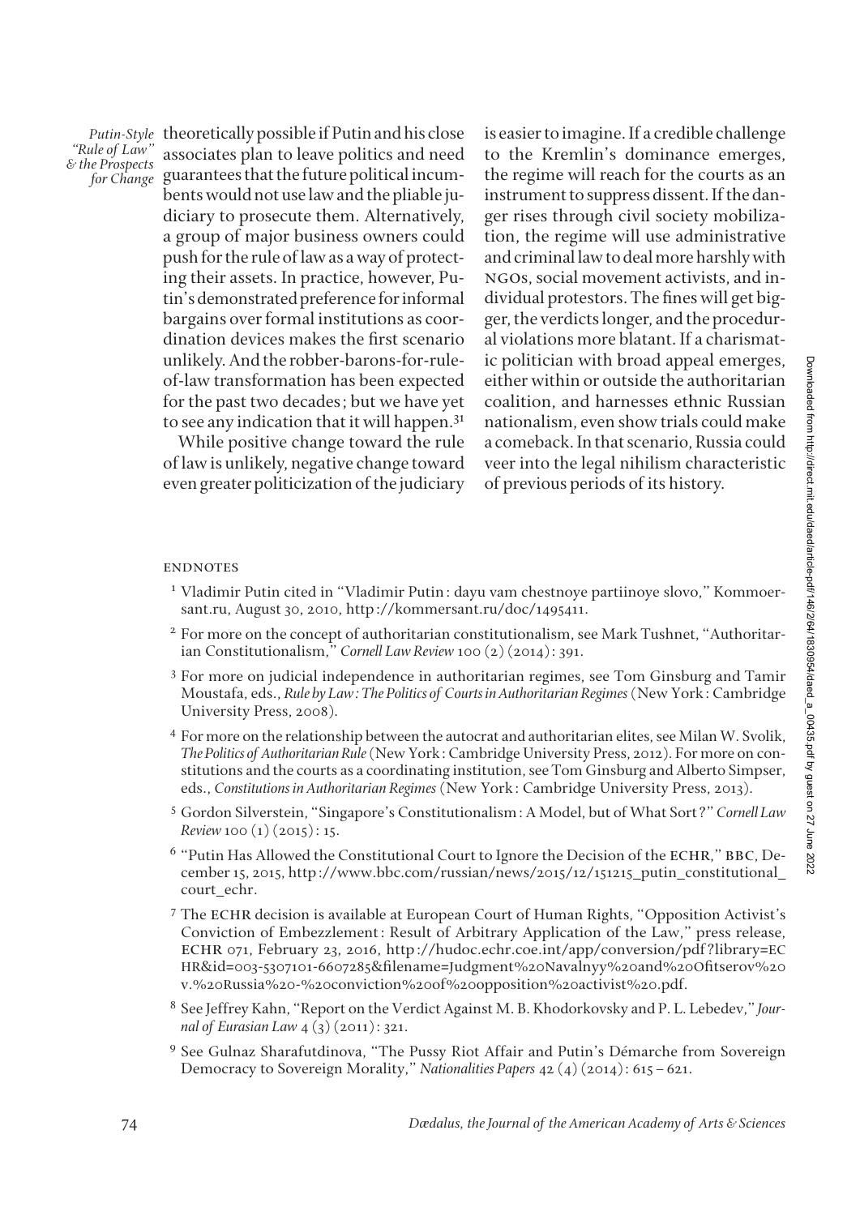theoretically possible if Putin and his close associates plan to leave politics and need guarantees that the future political incumbents would not use law and the pliable judiciary to prosecute them. Alternatively, a group of major business owners could push for the rule of law as a way of protecting their assets. In practice, however, Putin's demonstrated preference for informal bargains over formal institutions as coordination devices makes the first scenario unlikely. And the robber-barons-for-rule-of-law transformation has been expected for the past two decades; but we have yet to see any indication that it will happen.[31]

While positive change toward the rule of law is unlikely, negative change toward even greater politicization of the judiciary is easier to imagine. If a credible challenge to the Kremlin's dominance emerges, the regime will reach for the courts as an instrument to suppress dissent. If the danger rises through civil society mobilization, the regime will use administrative and criminal law to deal more harshly with NGOs, social movement activists, and individual protestors. The fines will get bigger, the verdicts longer, and the procedural violations more blatant. If a charismatic politician with broad appeal emerges, either within or outside the authoritarian coalition, and harnesses ethnic Russian nationalism, even show trials could make a comeback. In that scenario, Russia could veer into the legal nihilism characteristic of previous periods of its history.

## ENDNOTES

1 Vladimir Putin cited in "Vladimir Putin: dayu vam chestnoye partiinoye slovo," Kommoersant.ru, August 30, 2010, http://kommersant.ru/doc/1495411.

2 For more on the concept of authoritarian constitutionalism, see Mark Tushnet, "Authoritarian Constitutionalism," *Cornell Law Review* 100 (2) (2014): 391.

3 For more on judicial independence in authoritarian regimes, see Tom Ginsburg and Tamir Moustafa, eds., *Rule by Law: The Politics of Courts in Authoritarian Regimes* (New York: Cambridge University Press, 2008).

4 For more on the relationship between the autocrat and authoritarian elites, see Milan W. Svolik, *The Politics of Authoritarian Rule* (New York: Cambridge University Press, 2012). For more on constitutions and the courts as a coordinating institution, see Tom Ginsburg and Alberto Simpser, eds., *Constitutions in Authoritarian Regimes* (New York: Cambridge University Press, 2013).

5 Gordon Silverstein, "Singapore's Constitutionalism: A Model, but of What Sort?" *Cornell Law Review* 100 (1) (2015): 15.

6 "Putin Has Allowed the Constitutional Court to Ignore the Decision of the ECHR," BBC, December 15, 2015, http://www.bbc.com/russian/news/2015/12/151215_putin_constitutional_court_echr.

7 The ECHR decision is available at European Court of Human Rights, "Opposition Activist's Conviction of Embezzlement: Result of Arbitrary Application of the Law," press release, ECHR 071, February 23, 2016, http://hudoc.echr.coe.int/app/conversion/pdf?library=ECHR&id=003-5307101-6607285&filename=Judgment%20Navalnyy%20and%20Ofitserov%20v.%20Russia%20-%20conviction%20of%20opposition%20activist%20.pdf.

8 See Jeffrey Kahn, "Report on the Verdict Against M. B. Khodorkovsky and P. L. Lebedev," *Journal of Eurasian Law* 4 (3) (2011): 321.

9 See Gulnaz Sharafutdinova, "The Pussy Riot Affair and Putin's Démarche from Sovereign Democracy to Sovereign Morality," *Nationalities Papers* 42 (4) (2014): 615–621.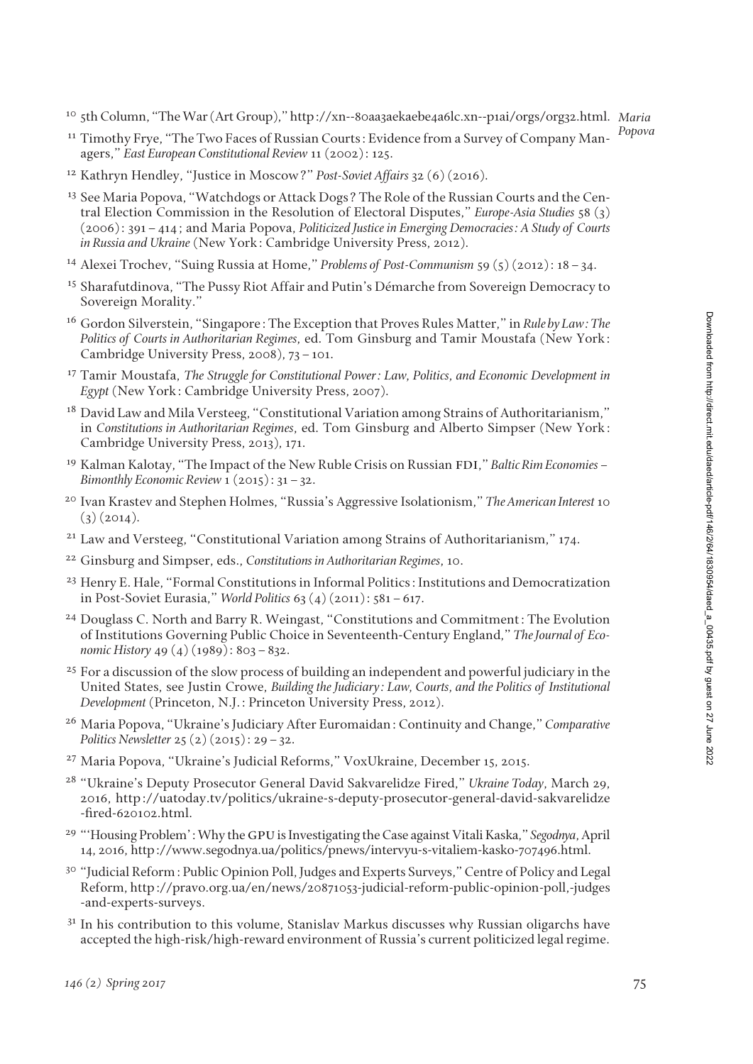[10] 5th Column, "The War (Art Group)," http://xn--80aa3aekaebe4a6lc.xn--p1ai/orgs/org32.html.

[11] Timothy Frye, "The Two Faces of Russian Courts: Evidence from a Survey of Company Managers," *East European Constitutional Review* 11 (2002): 125.

[12] Kathryn Hendley, "Justice in Moscow?" *Post-Soviet Affairs* 32 (6) (2016).

[13] See Maria Popova, "Watchdogs or Attack Dogs? The Role of the Russian Courts and the Central Election Commission in the Resolution of Electoral Disputes," *Europe-Asia Studies* 58 (3) (2006): 391 – 414; and Maria Popova, *Politicized Justice in Emerging Democracies: A Study of Courts in Russia and Ukraine* (New York: Cambridge University Press, 2012).

[14] Alexei Trochev, "Suing Russia at Home," *Problems of Post-Communism* 59 (5) (2012): 18 – 34.

[15] Sharafutdinova, "The Pussy Riot Affair and Putin's Démarche from Sovereign Democracy to Sovereign Morality."

[16] Gordon Silverstein, "Singapore: The Exception that Proves Rules Matter," in *Rule by Law: The Politics of Courts in Authoritarian Regimes*, ed. Tom Ginsburg and Tamir Moustafa (New York: Cambridge University Press, 2008), 73 – 101.

[17] Tamir Moustafa, *The Struggle for Constitutional Power: Law, Politics, and Economic Development in Egypt* (New York: Cambridge University Press, 2007).

[18] David Law and Mila Versteeg, "Constitutional Variation among Strains of Authoritarianism," in *Constitutions in Authoritarian Regimes*, ed. Tom Ginsburg and Alberto Simpser (New York: Cambridge University Press, 2013), 171.

[19] Kalman Kalotay, "The Impact of the New Ruble Crisis on Russian FDI," *Baltic Rim Economies – Bimonthly Economic Review* 1 (2015): 31 – 32.

[20] Ivan Krastev and Stephen Holmes, "Russia's Aggressive Isolationism," *The American Interest* 10 (3) (2014).

[21] Law and Versteeg, "Constitutional Variation among Strains of Authoritarianism," 174.

[22] Ginsburg and Simpser, eds., *Constitutions in Authoritarian Regimes*, 10.

[23] Henry E. Hale, "Formal Constitutions in Informal Politics: Institutions and Democratization in Post-Soviet Eurasia," *World Politics* 63 (4) (2011): 581 – 617.

[24] Douglass C. North and Barry R. Weingast, "Constitutions and Commitment: The Evolution of Institutions Governing Public Choice in Seventeenth-Century England," *The Journal of Economic History* 49 (4) (1989): 803 – 832.

[25] For a discussion of the slow process of building an independent and powerful judiciary in the United States, see Justin Crowe, *Building the Judiciary: Law, Courts, and the Politics of Institutional Development* (Princeton, N.J.: Princeton University Press, 2012).

[26] Maria Popova, "Ukraine's Judiciary After Euromaidan: Continuity and Change," *Comparative Politics Newsletter* 25 (2) (2015): 29 – 32.

[27] Maria Popova, "Ukraine's Judicial Reforms," VoxUkraine, December 15, 2015.

[28] "Ukraine's Deputy Prosecutor General David Sakvarelidze Fired," *Ukraine Today*, March 29, 2016, http://uatoday.tv/politics/ukraine-s-deputy-prosecutor-general-david-sakvarelidze-fired-620102.html.

[29] "'Housing Problem': Why the GPU is Investigating the Case against Vitali Kaska," *Segodnya*, April 14, 2016, http://www.segodnya.ua/politics/pnews/intervyu-s-vitaliem-kasko-707496.html.

[30] "Judicial Reform: Public Opinion Poll, Judges and Experts Surveys," Centre of Policy and Legal Reform, http://pravo.org.ua/en/news/20871053-judicial-reform-public-opinion-poll,-judges-and-experts-surveys.

[31] In his contribution to this volume, Stanislav Markus discusses why Russian oligarchs have accepted the high-risk/high-reward environment of Russia's current politicized legal regime.